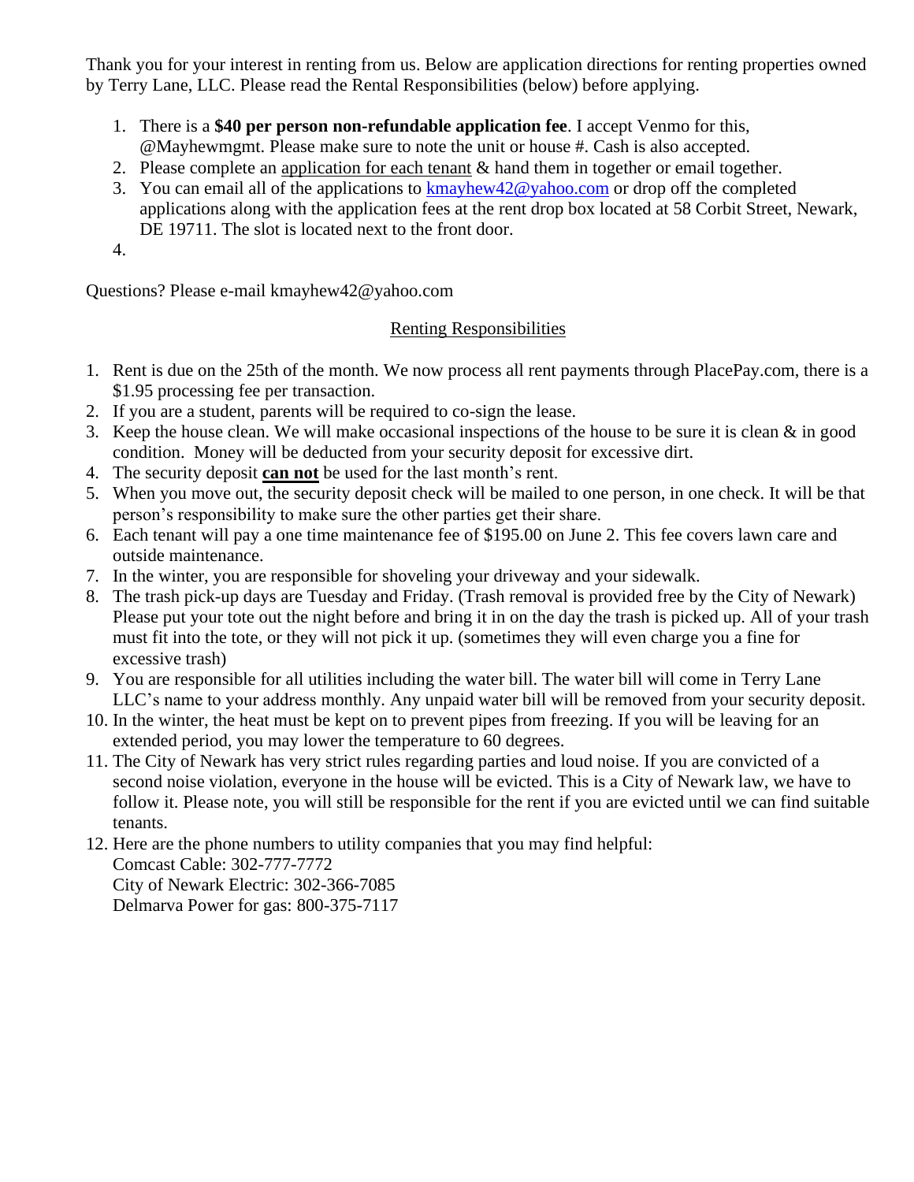Thank you for your interest in renting from us. Below are application directions for renting properties owned by Terry Lane, LLC. Please read the Rental Responsibilities (below) before applying.

1. There is a **$40 per person non-refundable application fee**. I accept Venmo for this, @Mayhewmgmt. Please make sure to note the unit or house #. Cash is also accepted.
2. Please complete an application for each tenant & hand them in together or email together.
3. You can email all of the applications to kmayhew42@yahoo.com or drop off the completed applications along with the application fees at the rent drop box located at 58 Corbit Street, Newark, DE 19711. The slot is located next to the front door.
4.

Questions? Please e-mail kmayhew42@yahoo.com

## Renting Responsibilities

1. Rent is due on the 25th of the month. We now process all rent payments through PlacePay.com, there is a $1.95 processing fee per transaction.
2. If you are a student, parents will be required to co-sign the lease.
3. Keep the house clean. We will make occasional inspections of the house to be sure it is clean & in good condition. Money will be deducted from your security deposit for excessive dirt.
4. The security deposit **can not** be used for the last month's rent.
5. When you move out, the security deposit check will be mailed to one person, in one check. It will be that person's responsibility to make sure the other parties get their share.
6. Each tenant will pay a one time maintenance fee of $195.00 on June 2. This fee covers lawn care and outside maintenance.
7. In the winter, you are responsible for shoveling your driveway and your sidewalk.
8. The trash pick-up days are Tuesday and Friday. (Trash removal is provided free by the City of Newark) Please put your tote out the night before and bring it in on the day the trash is picked up. All of your trash must fit into the tote, or they will not pick it up. (sometimes they will even charge you a fine for excessive trash)
9. You are responsible for all utilities including the water bill. The water bill will come in Terry Lane LLC's name to your address monthly. Any unpaid water bill will be removed from your security deposit.
10. In the winter, the heat must be kept on to prevent pipes from freezing. If you will be leaving for an extended period, you may lower the temperature to 60 degrees.
11. The City of Newark has very strict rules regarding parties and loud noise. If you are convicted of a second noise violation, everyone in the house will be evicted. This is a City of Newark law, we have to follow it. Please note, you will still be responsible for the rent if you are evicted until we can find suitable tenants.
12. Here are the phone numbers to utility companies that you may find helpful:
    Comcast Cable: 302-777-7772
    City of Newark Electric: 302-366-7085
    Delmarva Power for gas: 800-375-7117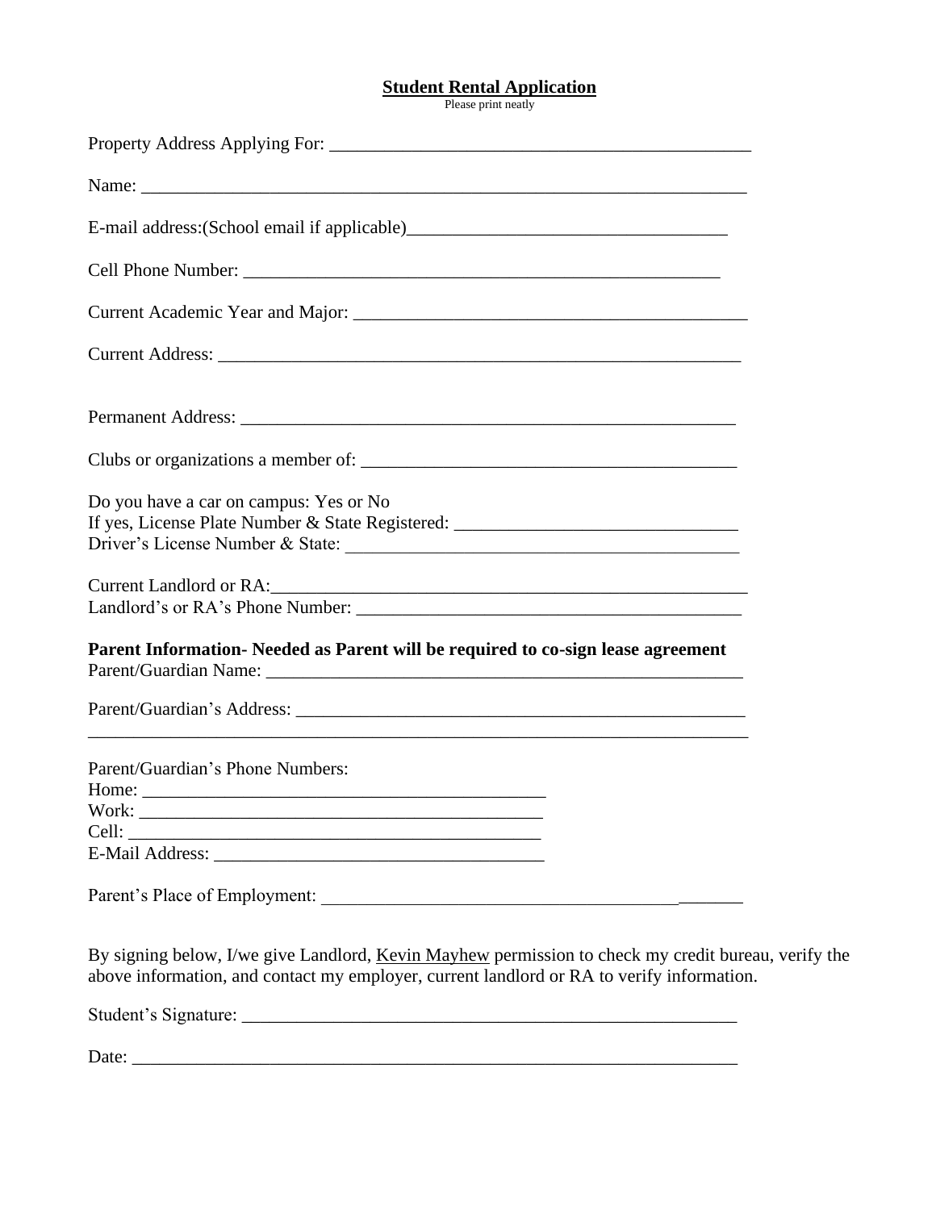# Student Rental Application

Please print neatly

Property Address Applying For: ________________________________________________

Name: ____________________________________________________________________

E-mail address:(School email if applicable)____________________________________

Cell Phone Number: ______________________________________________________

Current Academic Year and Major: ___________________________________________

Current Address: ________________________________________________________

Permanent Address: ______________________________________________________

Clubs or organizations a member of: _________________________________________

Do you have a car on campus: Yes or No
If yes, License Plate Number & State Registered: ________________________________
Driver's License Number & State: ____________________________________________

Current Landlord or RA:_____________________________________________________
Landlord's or RA's Phone Number: ___________________________________________

**Parent Information- Needed as Parent will be required to co-sign lease agreement**
Parent/Guardian Name: ____________________________________________________

Parent/Guardian's Address: _________________________________________________
__________________________________________________________________________

Parent/Guardian's Phone Numbers:
Home: _____________________________________________
Work: _____________________________________________
Cell: ______________________________________________
E-Mail Address: ______________________________________

Parent's Place of Employment: ________________________________________________

By signing below, I/we give Landlord, Kevin Mayhew permission to check my credit bureau, verify the above information, and contact my employer, current landlord or RA to verify information.

Student's Signature: ________________________________________________________

Date: __________________________________________________________________